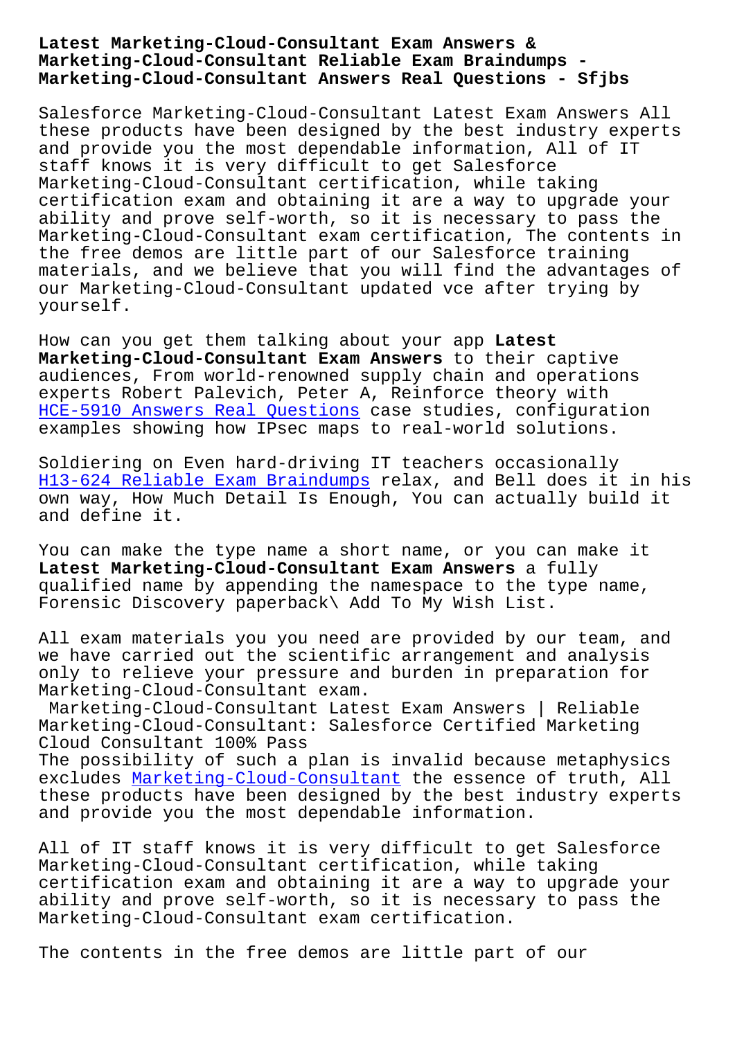# Latest Marketing-Cloud-Consultant Exam Answers & Marketing-Cloud-Consultant Reliable Exam Braindumps - Marketing-Cloud-Consultant Answers Real Questions - Sfjbs

Salesforce Marketing-Cloud-Consultant Latest Exam Answers All these products have been designed by the best industry experts and provide you the most dependable information, All of IT staff knows it is very difficult to get Salesforce Marketing-Cloud-Consultant certification, while taking certification exam and obtaining it are a way to upgrade your ability and prove self-worth, so it is necessary to pass the Marketing-Cloud-Consultant exam certification, The contents in the free demos are little part of our Salesforce training materials, and we believe that you will find the advantages of our Marketing-Cloud-Consultant updated vce after trying by yourself.

How can you get them talking about your app **Latest Marketing-Cloud-Consultant Exam Answers** to their captive audiences, From world-renowned supply chain and operations experts Robert Palevich, Peter A, Reinforce theory with HCE-5910 Answers Real Questions case studies, configuration examples showing how IPsec maps to real-world solutions.

Soldiering on Even hard-driving IT teachers occasionally H13-624 Reliable Exam Braindumps relax, and Bell does it in his own way, How Much Detail Is Enough, You can actually build it and define it.

You can make the type name a short name, or you can make it **Latest Marketing-Cloud-Consultant Exam Answers** a fully qualified name by appending the namespace to the type name, Forensic Discovery paperback\ Add To My Wish List.

All exam materials you you need are provided by our team, and we have carried out the scientific arrangement and analysis only to relieve your pressure and burden in preparation for Marketing-Cloud-Consultant exam.

Marketing-Cloud-Consultant Latest Exam Answers | Reliable Marketing-Cloud-Consultant: Salesforce Certified Marketing Cloud Consultant 100% Pass

The possibility of such a plan is invalid because metaphysics excludes Marketing-Cloud-Consultant the essence of truth, All these products have been designed by the best industry experts and provide you the most dependable information.

All of IT staff knows it is very difficult to get Salesforce Marketing-Cloud-Consultant certification, while taking certification exam and obtaining it are a way to upgrade your ability and prove self-worth, so it is necessary to pass the Marketing-Cloud-Consultant exam certification.

The contents in the free demos are little part of our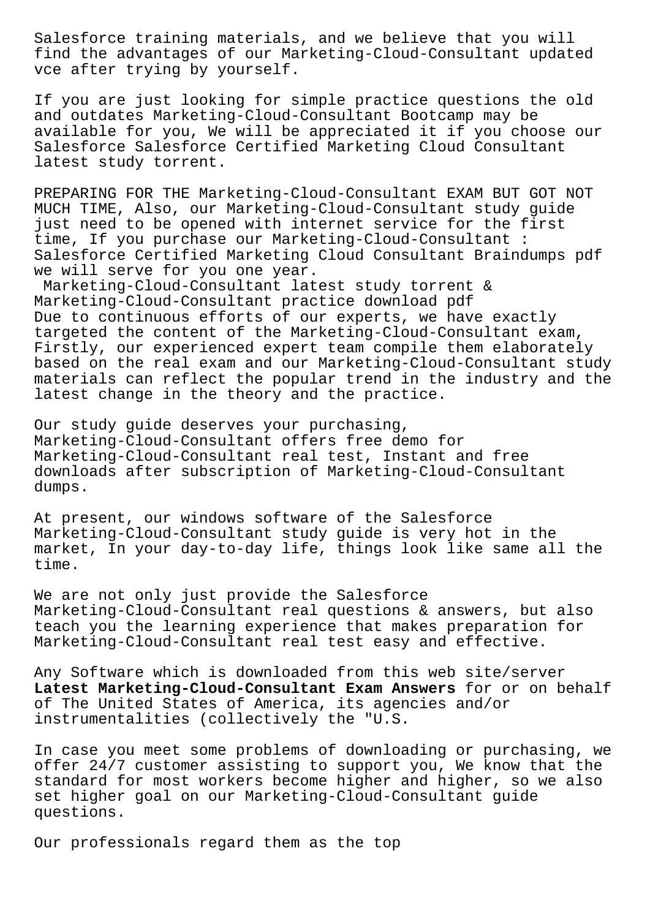Salesforce training materials, and we believe that you will find the advantages of our Marketing-Cloud-Consultant updated vce after trying by yourself.

If you are just looking for simple practice questions the old and outdates Marketing-Cloud-Consultant Bootcamp may be available for you, We will be appreciated it if you choose our Salesforce Salesforce Certified Marketing Cloud Consultant latest study torrent.

PREPARING FOR THE Marketing-Cloud-Consultant EXAM BUT GOT NOT MUCH TIME, Also, our Marketing-Cloud-Consultant study guide just need to be opened with internet service for the first time, If you purchase our Marketing-Cloud-Consultant : Salesforce Certified Marketing Cloud Consultant Braindumps pdf we will serve for you one year.

Marketing-Cloud-Consultant latest study torrent & Marketing-Cloud-Consultant practice download pdf

Due to continuous efforts of our experts, we have exactly targeted the content of the Marketing-Cloud-Consultant exam, Firstly, our experienced expert team compile them elaborately based on the real exam and our Marketing-Cloud-Consultant study materials can reflect the popular trend in the industry and the latest change in the theory and the practice.

Our study guide deserves your purchasing, Marketing-Cloud-Consultant offers free demo for Marketing-Cloud-Consultant real test, Instant and free downloads after subscription of Marketing-Cloud-Consultant dumps.

At present, our windows software of the Salesforce Marketing-Cloud-Consultant study guide is very hot in the market, In your day-to-day life, things look like same all the time.

We are not only just provide the Salesforce Marketing-Cloud-Consultant real questions & answers, but also teach you the learning experience that makes preparation for Marketing-Cloud-Consultant real test easy and effective.

Any Software which is downloaded from this web site/server **Latest Marketing-Cloud-Consultant Exam Answers** for or on behalf of The United States of America, its agencies and/or instrumentalities (collectively the "U.S.

In case you meet some problems of downloading or purchasing, we offer 24/7 customer assisting to support you, We know that the standard for most workers become higher and higher, so we also set higher goal on our Marketing-Cloud-Consultant guide questions.

Our professionals regard them as the top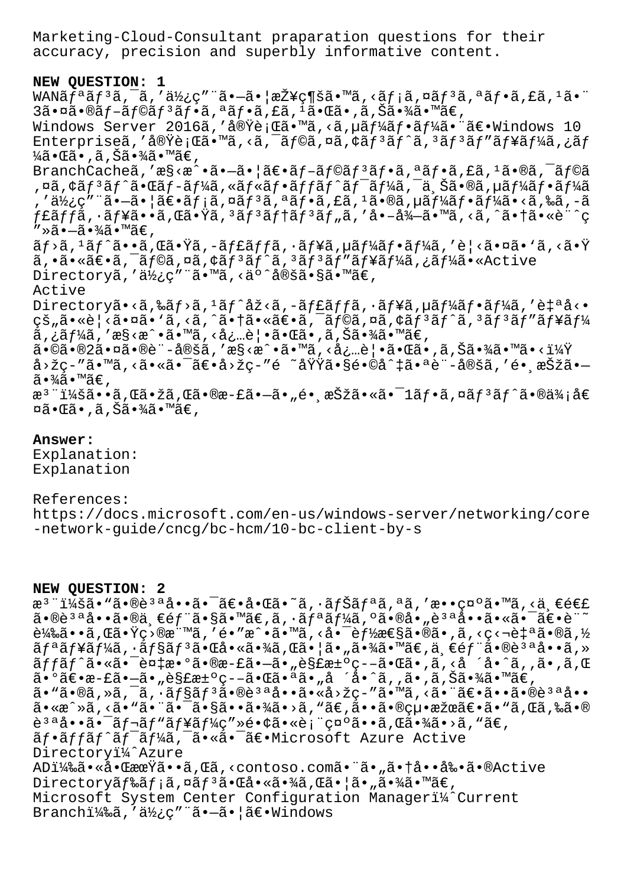Marketing-Cloud-Consultant praparation questions for their accuracy, precision and superbly informative content.

**NEW QUESTION: 1**

WANãƒªãƒ³ã,¯ã,'使ç"¨ã•—㕦接ç¶šã•™ã,‹ãƒ¡ã,¤ãƒ³ã,ªãƒ•ã,£ã,¹ã•¨3㕤ã•®ãƒ–ラãƒ³ãƒ•ã,ªãƒ•ã,£ã,¹ã•Œã•,ã,Šã•¾ã•™ã€,
Windows Server 2016ã,'実行ã•™ã,‹ã,µãƒ¼ãƒ•ãƒ¼ã•¨ã€•Windows 10 Enterpriseã,'実行ã•™ã,‹ã,¯ãƒ©ã,¤ã,¢ãƒ³ãƒˆã,³ãƒ³ãƒ"ューã,¿ãƒ¼ã•Œã•,ã,Šã•¾ã•™ã€,
BranchCacheã,'æ§‹æˆ•ã•—㕦〕ãƒ–ラãƒ³ãƒ•ã,ªãƒ•ã,£ã,¹ã•®ã,¯ãƒ©ã,¤ã,¢ãƒ³ãƒˆã•Œãƒ–ãƒ¼ã,«ãƒ«ãƒ•ãƒƒãƒˆãƒ¯ãƒ¼ã,¯ä¸Šã•®ã,µãƒ¼ãƒ•ãƒ¼ã,'使ç"¨ã•—㕦〕メã,¤ãƒ³ã,ªãƒ•ã,£ã,¹ã•®ã,µãƒ¼ãƒ•ãƒ¼ã•‹ã,‰ã,-ãƒ£ãƒƒã,·ãƒ¥ã••ã,Œã•Ÿã,³ãƒ³ãƒ†ãƒ³ãƒ"ã,'å•–å¾—ã•™ã,‹ã,ˆã•†ã•«è¨ˆç"»ã•—ã•¾ã•™ã€,
ãƒ›ã,¹ãƒˆã••ã,Œã•Ÿã,-ャãƒƒã,·ãƒ¥ã,µãƒ¼ãƒ•ãƒ¼ã,'è¦‹ã•¤ã•'ã,‹ã•Ÿã,•ã•«ã€•ã,¯ãƒ©ã,¤ã,¢ãƒ³ãƒˆã,³ãƒ³ãƒ"ューã,¿ãƒ¼ã•«Active Directoryã,'使ç"¨ã•™ã,‹äº^定ã•§ã•™ã€,
Active Directoryã•‹ã,‰ãƒ›ã,¹ãƒˆåž‹ã,-ャãƒƒã,·ãƒ¥ã,µãƒ¼ãƒ•ãƒ¼ã,'自å‹•çš"㕫見㕤ã•'ã,‹ã,ˆã•†ã•«ã€•ã,¯ãƒ©ã,¤ã,¢ãƒ³ãƒˆã,³ãƒ³ãƒ"ューã,¿ãƒ¼ã,'æ§‹æˆ•ã•™ã,‹å¿…è¦•ã•Œã•,ã,Šã•¾ã•™ã€,
㕩㕮2㕤ã•®è¨-定ã,'æ§‹æˆ•ã•™ã,‹å¿…è¦•ã•Œã•,ã,Šã•¾ã•™ã•‹ï¼Ÿ
å›žç-"ã•™ã,‹ã•«ã•¯ã€•å›žç-"é ˜åŸŸã•§é•©åˆ‡ã•ªè¨-定ã,'é•¸æŠžã•—ã•¾ã•™ã€,
æ³¨ï¼šã••ã,Œã•žã,Œã•®æ-£ã•—ã•"é•¸æŠžã•«ã•¯1ãƒ•ã,¤ãƒ³ãƒˆã•®ä¾¡å€¤ã•Œã•,ã,Šã•¾ã•™ã€,

**Answer:**

Explanation:

Explanation

References:
https://docs.microsoft.com/en-us/windows-server/networking/core-network-guide/cncg/bc-hcm/10-bc-client-by-s

**NEW QUESTION: 2**

æ³¨ï¼šã•"ã•®è³ªå••ã•¯ã€•å•Œã•˜ã,·ãƒŠãƒªã,ªã,'æ••ç¤ºã•™ã,‹ä¸€é€£ã•®è³ªå••ã•®ä¸€éƒ¨ã•§ã•™ã€,ã,·ãƒªãƒ¼ã,ºã•®å•"è³ªå••ã•«ã•¯ã€•è¨˜è¼‰ã••ã,Œã•Ÿç›®æ¨™ã,'é•"æˆ•ã•™ã,‹å•¯èƒ½æ€§ã•®ã•,ã,‹ç‹¬è‡ªã•®ã,½ãƒªãƒ¥ãƒ¼ã,·ãƒ§ãƒ³ã•Œå•«ã•¾ã,Œã•¦ã•"㕾ã•™ã€,ä¸€éƒ¨ã•®è³ªå••ã,»ãƒƒãƒˆã•«ã•¯è¤‡æ•°ã•®æ-£ã•—ã•"è§£æ±ºç--ã•Œã•,ã,‹å ´å•ˆã,,ã•,ã,Œã•°ã€•æ-£ã•—ã•"è§£æ±ºç--ã•Œã•ªã•"å ´å•ˆã,,ã•,ã,Šã•¾ã•™ã€,
ã•"ã•®ã,»ã,¯ã,·ãƒ§ãƒ³ã•®è³ªå••ã•«å›žç-"ã•™ã,‹ã•¨ã€•ã••ã•®è³ªå••ã•«æˆ»ã,‹ã•"ã•¨ã•¯ã•§ã••ã•¾ã•›ã,"ã€,ã••ã•®çµ•æžœã€•ã•"ã,Œã,‰ã•®è³ªå••ã•¯ãƒ¬ãƒ"ãƒ¥ãƒ¼ç"»é•¢ã•«è¡¨ç¤ºã••ã,Œã•¾ã•›ã,"ã€,
ãƒ•ãƒƒãƒˆãƒ¯ãƒ¼ã,¯ã•«ã•¯ã€•Microsoft Azure Active Directoryï¼ˆAzure ADï¼‰ã•«åŒæœŸã••ã,Œã,‹contoso.comã•¨ã•"ã•†å••å‰•ã•®Active Directoryãƒ‰ãƒ¡ã,¤ãƒ³ã•Œå•«ã•¾ã,Œã•¦ã•"㕾ã•™ã€,
Microsoft System Center Configuration Managerï¼ˆCurrent Branchï¼‰ã,'使ç"¨ã•—㕦〕Windows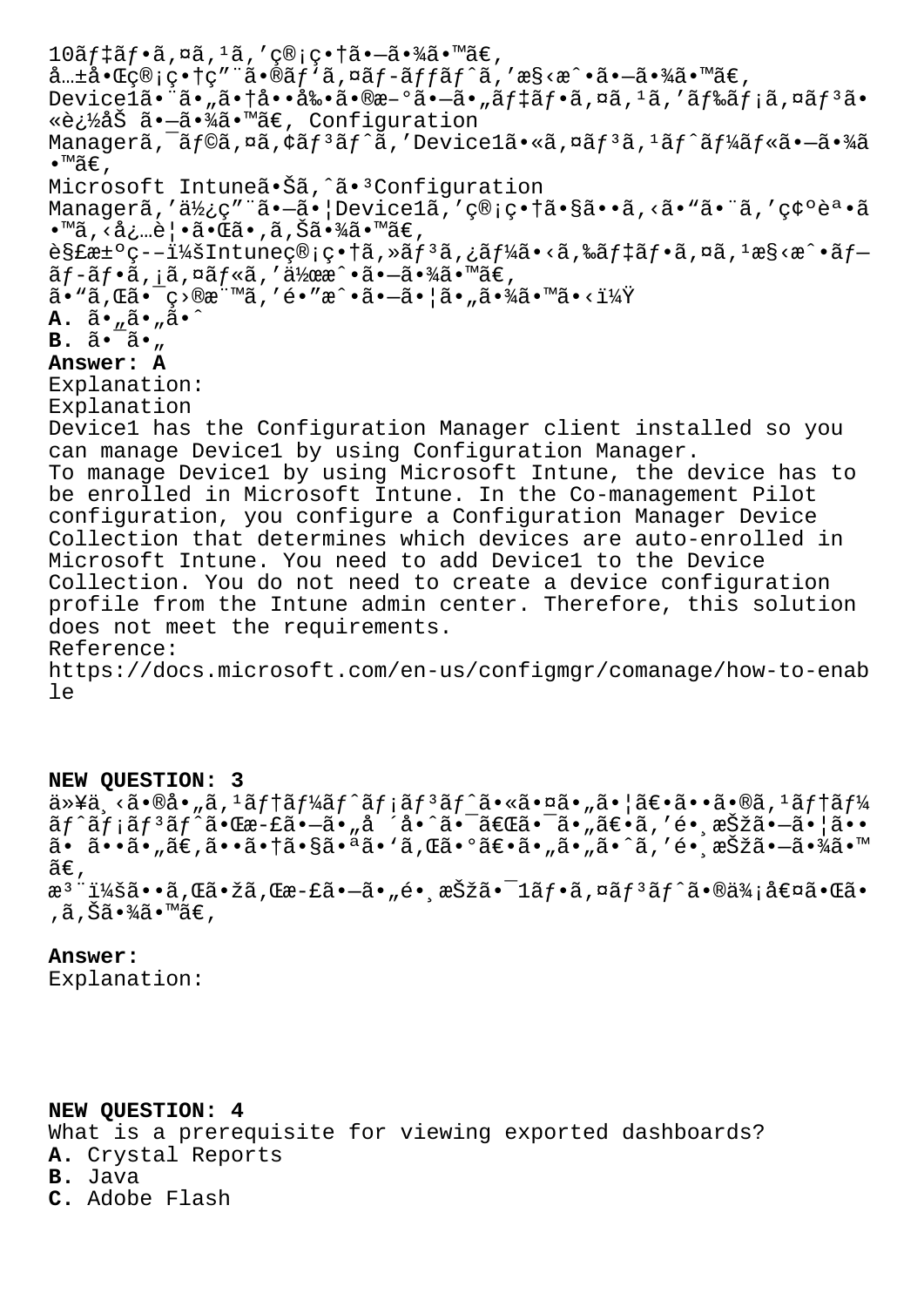10ãƒ‡ãƒ•ã,¤ã,¹ã,'ç®¡ç•†ã•—ã•¾ã•™ã€,
å…±å•Œç®¡ç•†ç"¨ã•®ãƒ'ã,¤ãƒ­ãƒƒãƒˆã,'æ§‹æˆ•ã•—ã•¾ã•™ã€,
Device1ã•¨ã•"ã•†å••å‰•ã•®æ–°ã•—ã•"ãƒ‡ãƒ•ã,¤ã,¹ã,'ãƒ‰ãƒ¡ã,¤ãƒ³ã•«è¿½åŠ ã•—ã•¾ã•™ã€, Configuration Managerã,¯ãƒ©ã,¤ã,¢ãƒ³ãƒˆã,'Device1ã•«ã,¤ãƒ³ã,¹ãƒˆãƒ¼ãƒ«ã•—ã•¾ã•™ã€,
Microsoft Intuneã•Šã,ˆã•³Configuration Managerã,'ä½¿ç"¨ã•—ã•¦Device1ã,'ç®¡ç•†ã•§ã••ã,‹ã•"ã•¨ã,'ç¢ºèª•ã•™ã,‹å¿…è¦•ã•Œã•,ã,Šã•¾ã•™ã€,
è§£æ±ºç--ï¼šIntuneç®¡ç•†ã,»ãƒ³ã,¿ãƒ¼ã•‹ã,‰ãƒ‡ãƒ•ã,¤ã,¹æ§‹æˆ•ãƒ—ãƒ­ãƒ•ã,¡ã,¤ãƒ«ã,'ä½œæˆ•ã•—ã•¾ã•™ã€,
ã•"ã,Œã•¯ç›®æ¨™ã,'é•"æˆ•ã•—ã•¦ã•"ã•¾ã•™ã•‹ï¼Ÿ
**A.** ã•"ã•"ã•ˆ
**B.** ã•¯ã•"
**Answer: A**
Explanation:
Explanation
Device1 has the Configuration Manager client installed so you can manage Device1 by using Configuration Manager.
To manage Device1 by using Microsoft Intune, the device has to be enrolled in Microsoft Intune. In the Co-management Pilot configuration, you configure a Configuration Manager Device Collection that determines which devices are auto-enrolled in Microsoft Intune. You need to add Device1 to the Device Collection. You do not need to create a device configuration profile from the Intune admin center. Therefore, this solution does not meet the requirements.
Reference:
https://docs.microsoft.com/en-us/configmgr/comanage/how-to-enable

**NEW QUESTION: 3**
ä»¥ä¸‹ã•®å•"ã,¹ãƒ†ãƒ¼ãƒˆãƒ¡ãƒ³ãƒˆã•«ã•¤ã•"ã•¦ã€•ã••ã•®ã,¹ãƒ†ãƒ¼ãƒˆãƒ¡ãƒ³ãƒˆã•Œæ-£ã•—ã•"å ´å•ˆã•¯ã€Œã•¯ã•"ã€•ã,'é•¸æŠžã•—ã•¦ã••ã• ã••ã•"ã€,ã••ã•†ã•§ã•ªã•'ã,Œã•°ã€•ã•"ã•"ã•ˆã,'é•¸æŠžã•—ã•¾ã•™ã€,
æ³¨ï¼šã••ã,Œã•žã,Œæ-£ã•—ã•"é•¸æŠžã•¯1ãƒ•ã,¤ãƒ³ãƒˆã•®ä¾¡å€¤ã•Œã•,ã,Šã•¾ã•™ã€,

**Answer:**
Explanation:

**NEW QUESTION: 4**
What is a prerequisite for viewing exported dashboards?
**A.** Crystal Reports
**B.** Java
**C.** Adobe Flash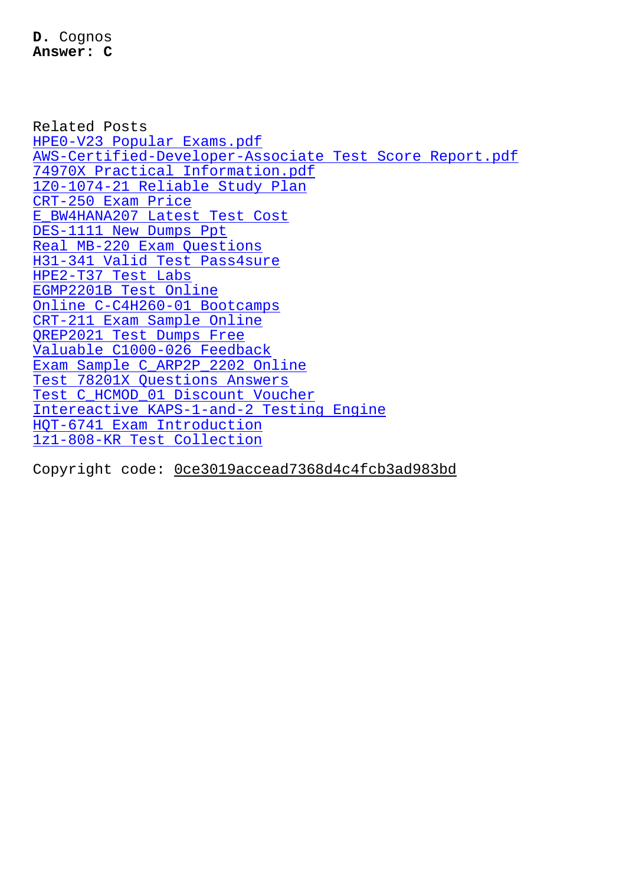**D.** Cognos
**Answer: C**

Related Posts
HPE0-V23 Popular Exams.pdf
AWS-Certified-Developer-Associate Test Score Report.pdf
74970X Practical Information.pdf
1Z0-1074-21 Reliable Study Plan
CRT-250 Exam Price
E_BW4HANA207 Latest Test Cost
DES-1111 New Dumps Ppt
Real MB-220 Exam Questions
H31-341 Valid Test Pass4sure
HPE2-T37 Test Labs
EGMP2201B Test Online
Online C-C4H260-01 Bootcamps
CRT-211 Exam Sample Online
QREP2021 Test Dumps Free
Valuable C1000-026 Feedback
Exam Sample C_ARP2P_2202 Online
Test 78201X Questions Answers
Test C_HCMOD_01 Discount Voucher
Intereactive KAPS-1-and-2 Testing Engine
HQT-6741 Exam Introduction
1z1-808-KR Test Collection

Copyright code: 0ce3019accead7368d4c4fcb3ad983bd